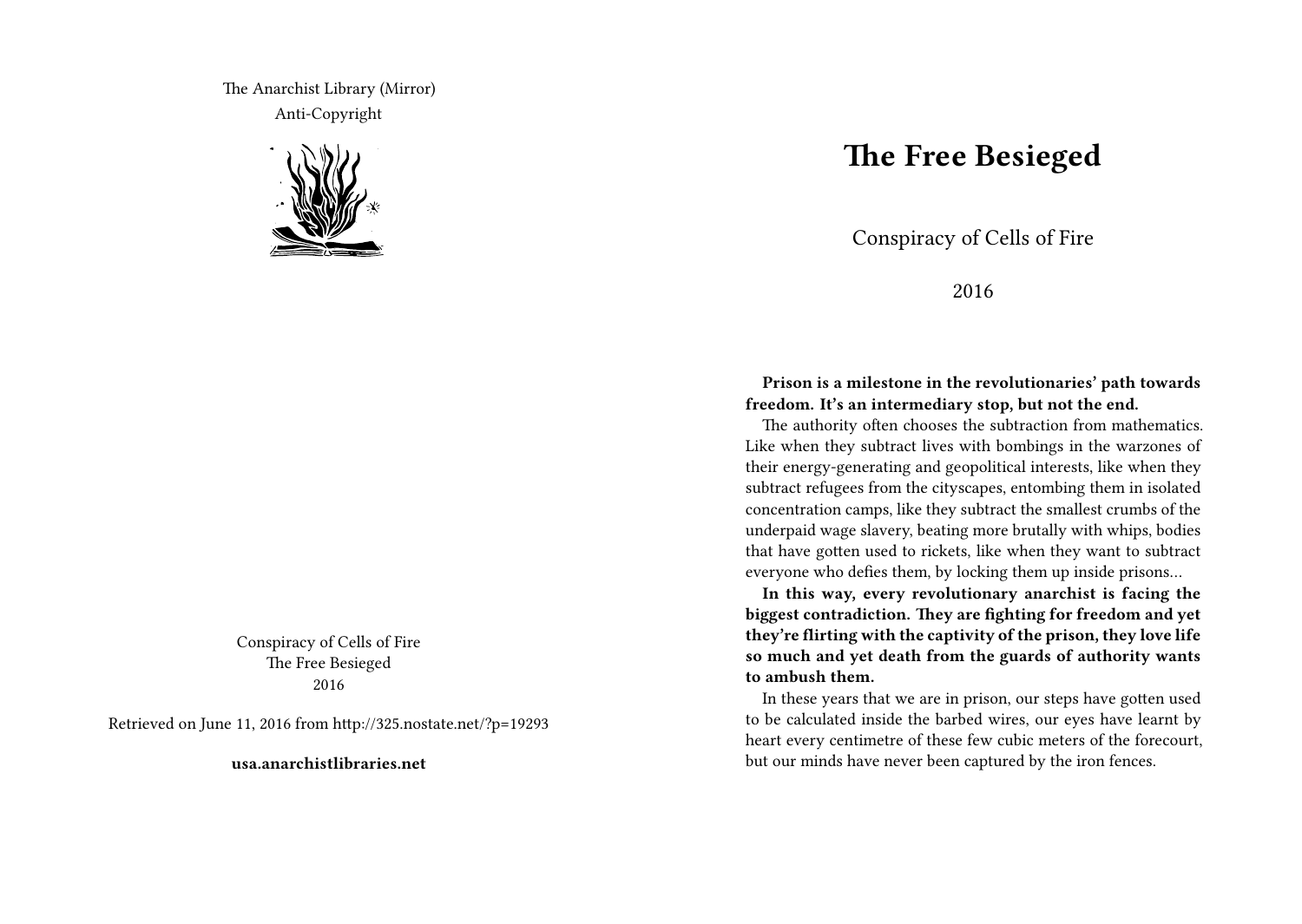The Anarchist Library (Mirror)
Anti-Copyright

Conspiracy of Cells of Fire
The Free Besieged
2016

Retrieved on June 11, 2016 from http://325.nostate.net/?p=19293

**usa.anarchistlibraries.net**

# The Free Besieged

Conspiracy of Cells of Fire

2016

**Prison is a milestone in the revolutionaries' path towards freedom. It's an intermediary stop, but not the end.**

The authority often chooses the subtraction from mathematics. Like when they subtract lives with bombings in the warzones of their energy-generating and geopolitical interests, like when they subtract refugees from the cityscapes, entombing them in isolated concentration camps, like they subtract the smallest crumbs of the underpaid wage slavery, beating more brutally with whips, bodies that have gotten used to rickets, like when they want to subtract everyone who defies them, by locking them up inside prisons…

**In this way, every revolutionary anarchist is facing the biggest contradiction. They are fighting for freedom and yet they're flirting with the captivity of the prison, they love life so much and yet death from the guards of authority wants to ambush them.**

In these years that we are in prison, our steps have gotten used to be calculated inside the barbed wires, our eyes have learnt by heart every centimetre of these few cubic meters of the forecourt, but our minds have never been captured by the iron fences.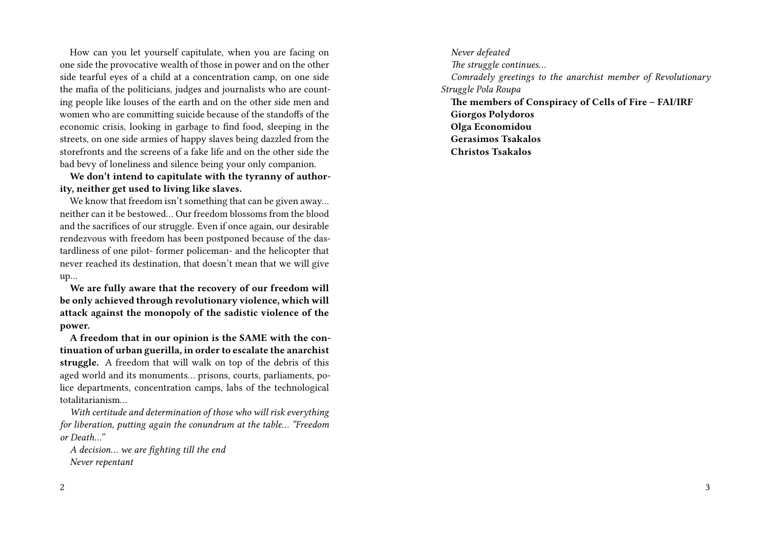How can you let yourself capitulate, when you are facing on one side the provocative wealth of those in power and on the other side tearful eyes of a child at a concentration camp, on one side the mafia of the politicians, judges and journalists who are counting people like louses of the earth and on the other side men and women who are committing suicide because of the standoffs of the economic crisis, looking in garbage to find food, sleeping in the streets, on one side armies of happy slaves being dazzled from the storefronts and the screens of a fake life and on the other side the bad bevy of loneliness and silence being your only companion.

**We don't intend to capitulate with the tyranny of authority, neither get used to living like slaves.**

We know that freedom isn't something that can be given away… neither can it be bestowed… Our freedom blossoms from the blood and the sacrifices of our struggle. Even if once again, our desirable rendezvous with freedom has been postponed because of the dastardliness of one pilot- former policeman- and the helicopter that never reached its destination, that doesn't mean that we will give up…

**We are fully aware that the recovery of our freedom will be only achieved through revolutionary violence, which will attack against the monopoly of the sadistic violence of the power.**

**A freedom that in our opinion is the SAME with the continuation of urban guerilla, in order to escalate the anarchist struggle.** A freedom that will walk on top of the debris of this aged world and its monuments… prisons, courts, parliaments, police departments, concentration camps, labs of the technological totalitarianism…

*With certitude and determination of those who will risk everything for liberation, putting again the conundrum at the table… "Freedom or Death…"*

*A decision… we are fighting till the end*  
*Never repentant*  
*Never defeated*  
*The struggle continues…*  
*Comradely greetings to the anarchist member of Revolutionary Struggle Pola Roupa*

**The members of Conspiracy of Cells of Fire – FAI/IRF**  
**Giorgos Polydoros**  
**Olga Economidou**  
**Gerasimos Tsakalos**  
**Christos Tsakalos**